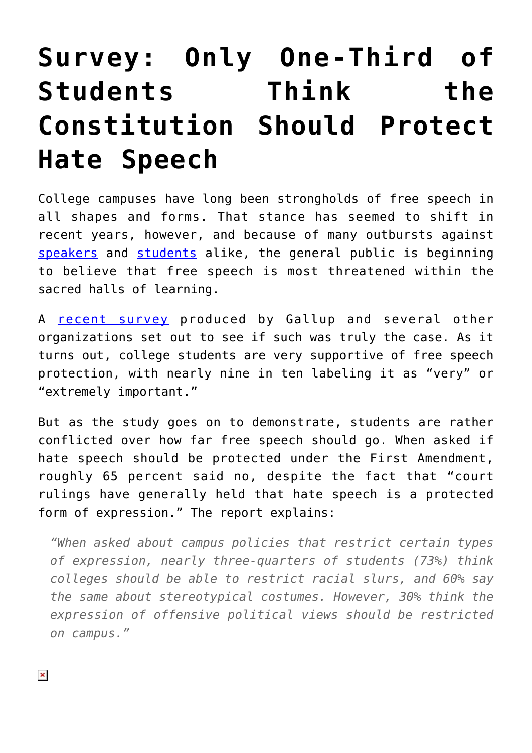# Survey: Only One-Third of Students Think the Constitution Should Protect Hate Speech

College campuses have long been strongholds of free speech in all shapes and forms. That stance has seemed to shift in recent years, however, and because of many outbursts against speakers and students alike, the general public is beginning to believe that free speech is most threatened within the sacred halls of learning.

A recent survey produced by Gallup and several other organizations set out to see if such was truly the case. As it turns out, college students are very supportive of free speech protection, with nearly nine in ten labeling it as "very" or "extremely important."

But as the study goes on to demonstrate, students are rather conflicted over how far free speech should go. When asked if hate speech should be protected under the First Amendment, roughly 65 percent said no, despite the fact that "court rulings have generally held that hate speech is a protected form of expression." The report explains:

> *"When asked about campus policies that restrict certain types of expression, nearly three-quarters of students (73%) think colleges should be able to restrict racial slurs, and 60% say the same about stereotypical costumes. However, 30% think the expression of offensive political views should be restricted on campus."*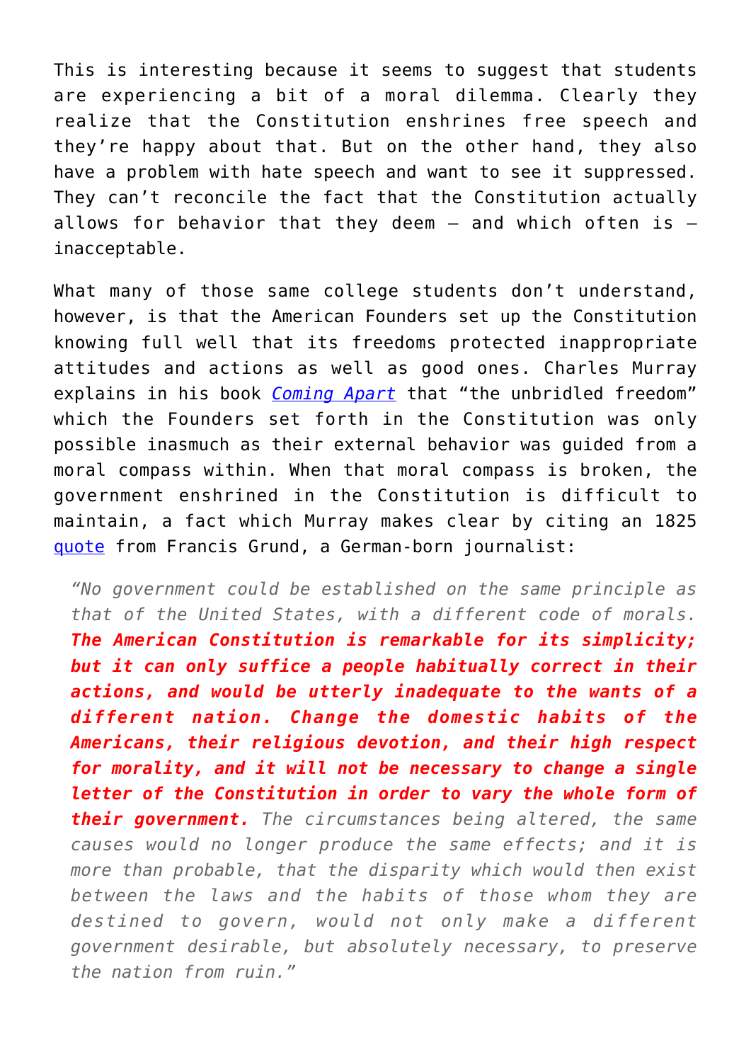This is interesting because it seems to suggest that students are experiencing a bit of a moral dilemma. Clearly they realize that the Constitution enshrines free speech and they're happy about that. But on the other hand, they also have a problem with hate speech and want to see it suppressed. They can't reconcile the fact that the Constitution actually allows for behavior that they deem – and which often is – inacceptable.

What many of those same college students don't understand, however, is that the American Founders set up the Constitution knowing full well that its freedoms protected inappropriate attitudes and actions as well as good ones. Charles Murray explains in his book *Coming Apart* that "the unbridled freedom" which the Founders set forth in the Constitution was only possible inasmuch as their external behavior was guided from a moral compass within. When that moral compass is broken, the government enshrined in the Constitution is difficult to maintain, a fact which Murray makes clear by citing an 1825 quote from Francis Grund, a German-born journalist:

> *"No government could be established on the same principle as that of the United States, with a different code of morals.* ***The American Constitution is remarkable for its simplicity; but it can only suffice a people habitually correct in their actions, and would be utterly inadequate to the wants of a different nation. Change the domestic habits of the Americans, their religious devotion, and their high respect for morality, and it will not be necessary to change a single letter of the Constitution in order to vary the whole form of their government.*** *The circumstances being altered, the same causes would no longer produce the same effects; and it is more than probable, that the disparity which would then exist between the laws and the habits of those whom they are destined to govern, would not only make a different government desirable, but absolutely necessary, to preserve the nation from ruin."*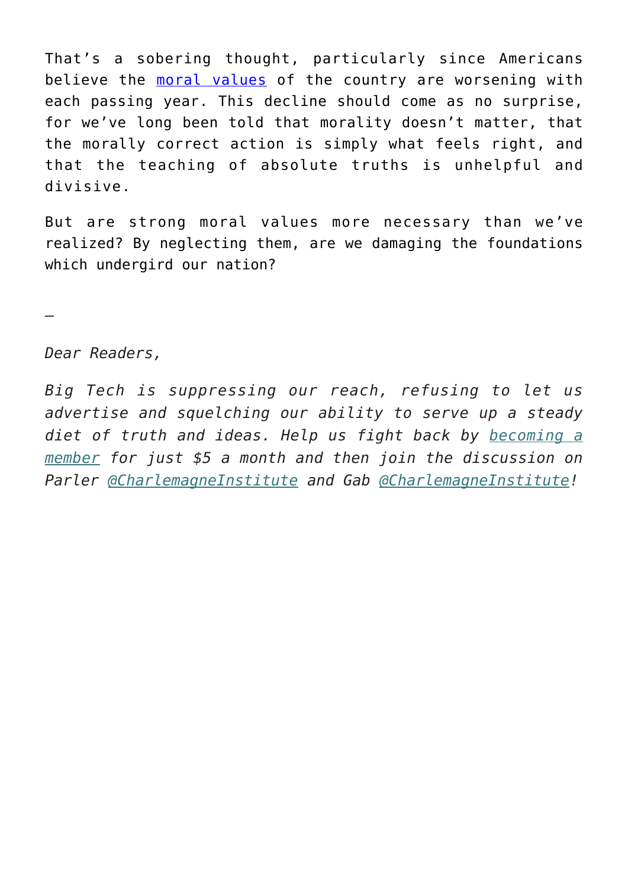That's a sobering thought, particularly since Americans believe the moral values of the country are worsening with each passing year. This decline should come as no surprise, for we've long been told that morality doesn't matter, that the morally correct action is simply what feels right, and that the teaching of absolute truths is unhelpful and divisive.

But are strong moral values more necessary than we've realized? By neglecting them, are we damaging the foundations which undergird our nation?

—

*Dear Readers,*

*Big Tech is suppressing our reach, refusing to let us advertise and squelching our ability to serve up a steady diet of truth and ideas. Help us fight back by becoming a member for just $5 a month and then join the discussion on Parler @CharlemagneInstitute and Gab @CharlemagneInstitute!*